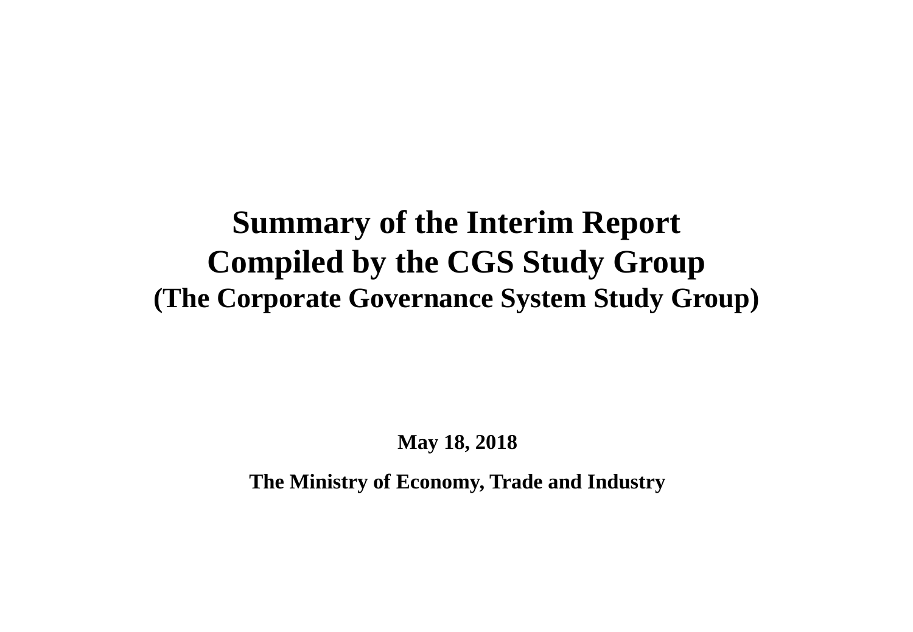# Summary of the Interim Report Compiled by the CGS Study Group (The Corporate Governance System Study Group)

**May 18, 2018**

**The Ministry of Economy, Trade and Industry**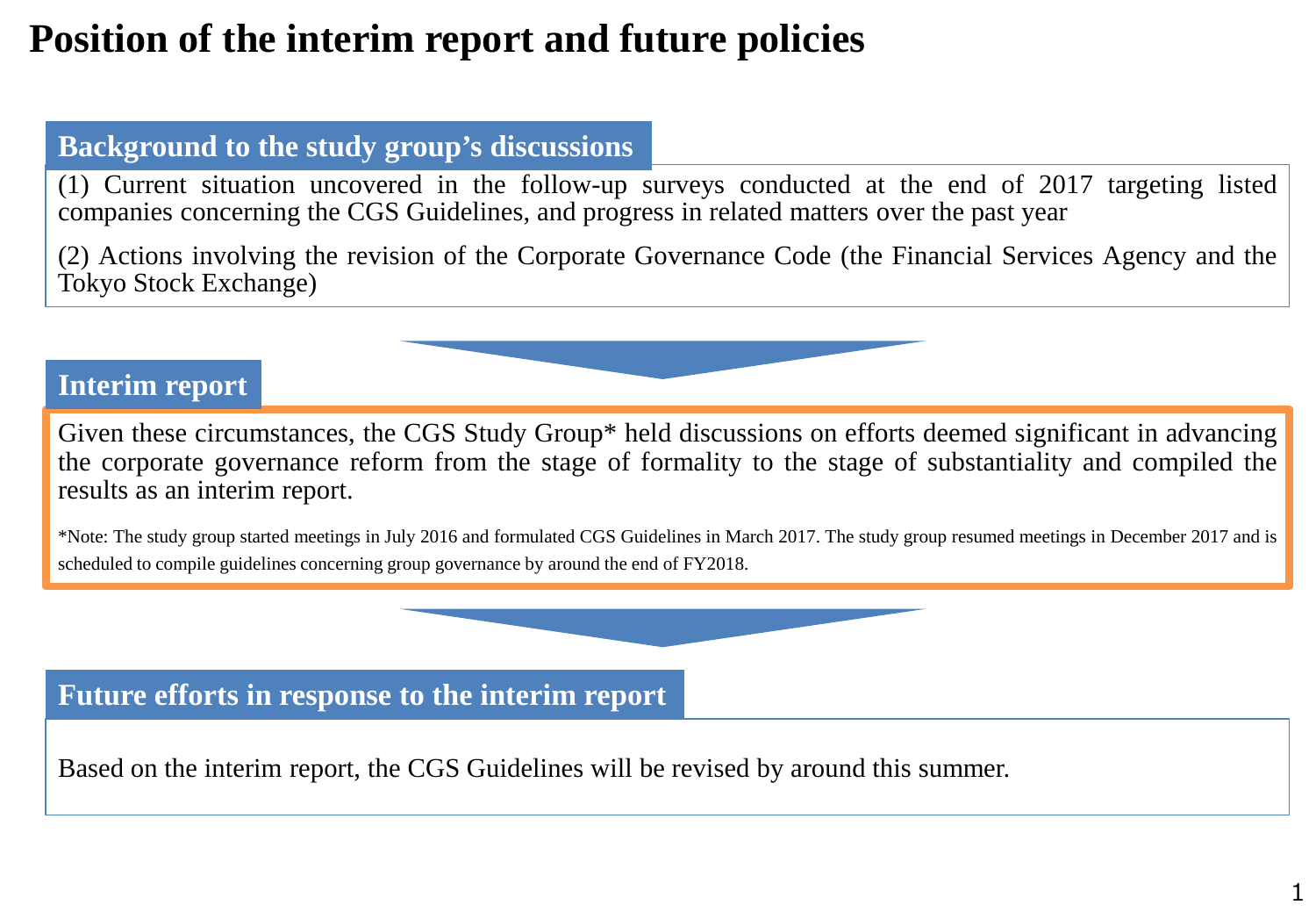# Position of the interim report and future policies

## Background to the study group's discussions

(1) Current situation uncovered in the follow-up surveys conducted at the end of 2017 targeting listed companies concerning the CGS Guidelines, and progress in related matters over the past year

(2) Actions involving the revision of the Corporate Governance Code (the Financial Services Agency and the Tokyo Stock Exchange)

## Interim report

Given these circumstances, the CGS Study Group* held discussions on efforts deemed significant in advancing the corporate governance reform from the stage of formality to the stage of substantiality and compiled the results as an interim report.

*Note: The study group started meetings in July 2016 and formulated CGS Guidelines in March 2017. The study group resumed meetings in December 2017 and is scheduled to compile guidelines concerning group governance by around the end of FY2018.

## Future efforts in response to the interim report

Based on the interim report, the CGS Guidelines will be revised by around this summer.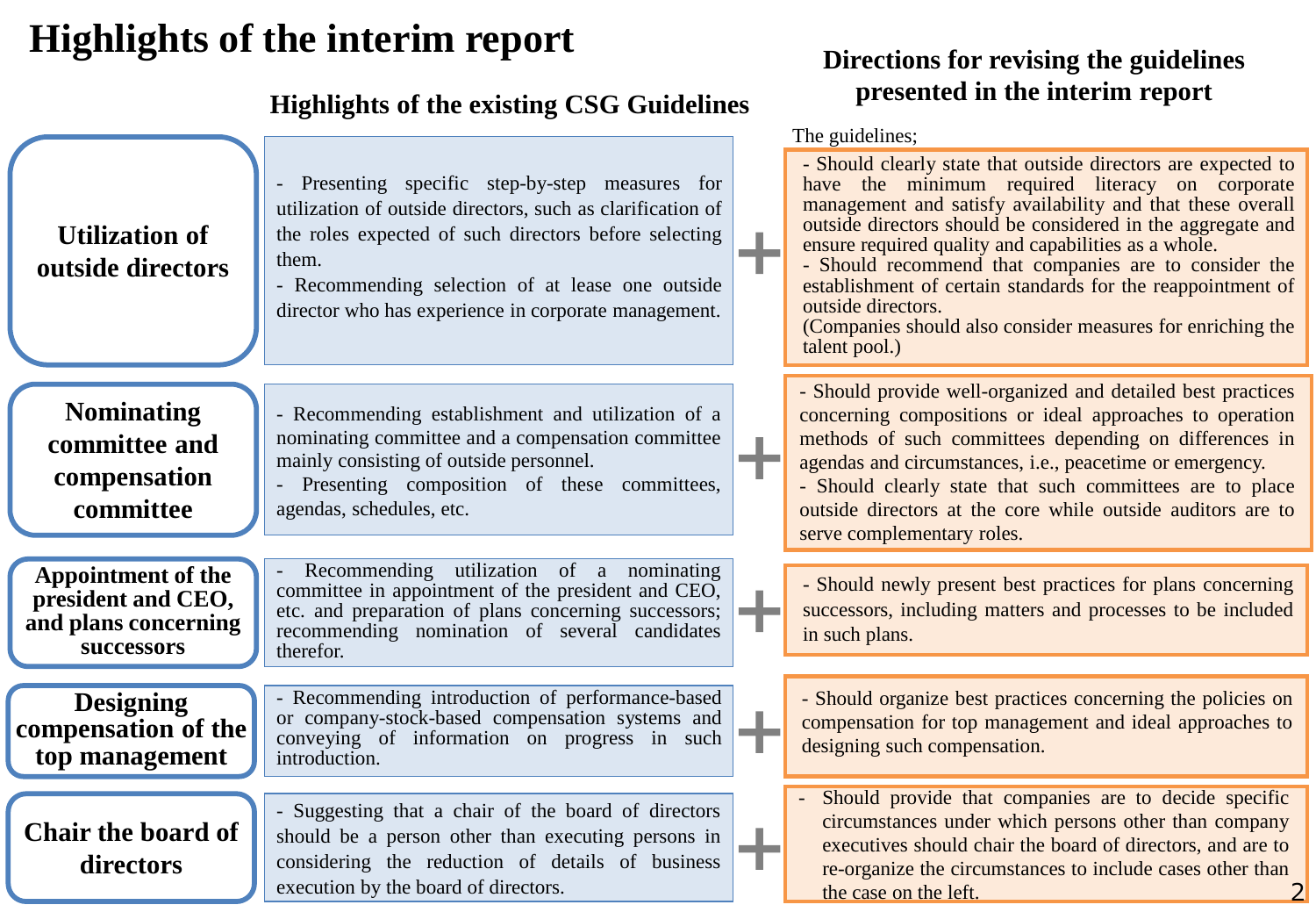# Highlights of the interim report

| | Highlights of the existing CSG Guidelines | | Directions for revising the guidelines presented in the interim report<br>The guidelines; |
|---|---|---|---|
| **Utilization of outside directors** | - Presenting specific step-by-step measures for utilization of outside directors, such as clarification of the roles expected of such directors before selecting them.<br>- Recommending selection of at lease one outside director who has experience in corporate management. | + | - Should clearly state that outside directors are expected to have the minimum required literacy on corporate management and satisfy availability and that these overall outside directors should be considered in the aggregate and ensure required quality and capabilities as a whole.<br>- Should recommend that companies are to consider the establishment of certain standards for the reappointment of outside directors.<br>(Companies should also consider measures for enriching the talent pool.) |
| **Nominating committee and compensation committee** | - Recommending establishment and utilization of a nominating committee and a compensation committee mainly consisting of outside personnel.<br>- Presenting composition of these committees, agendas, schedules, etc. | + | - Should provide well-organized and detailed best practices concerning compositions or ideal approaches to operation methods of such committees depending on differences in agendas and circumstances, i.e., peacetime or emergency.<br>- Should clearly state that such committees are to place outside directors at the core while outside auditors are to serve complementary roles. |
| **Appointment of the president and CEO, and plans concerning successors** | - Recommending utilization of a nominating committee in appointment of the president and CEO, etc. and preparation of plans concerning successors; recommending nomination of several candidates therefor. | + | - Should newly present best practices for plans concerning successors, including matters and processes to be included in such plans. |
| **Designing compensation of the top management** | - Recommending introduction of performance-based or company-stock-based compensation systems and conveying of information on progress in such introduction. | + | - Should organize best practices concerning the policies on compensation for top management and ideal approaches to designing such compensation. |
| **Chair the board of directors** | - Suggesting that a chair of the board of directors should be a person other than executing persons in considering the reduction of details of business execution by the board of directors. | + | - Should provide that companies are to decide specific circumstances under which persons other than company executives should chair the board of directors, and are to re-organize the circumstances to include cases other than the case on the left. |